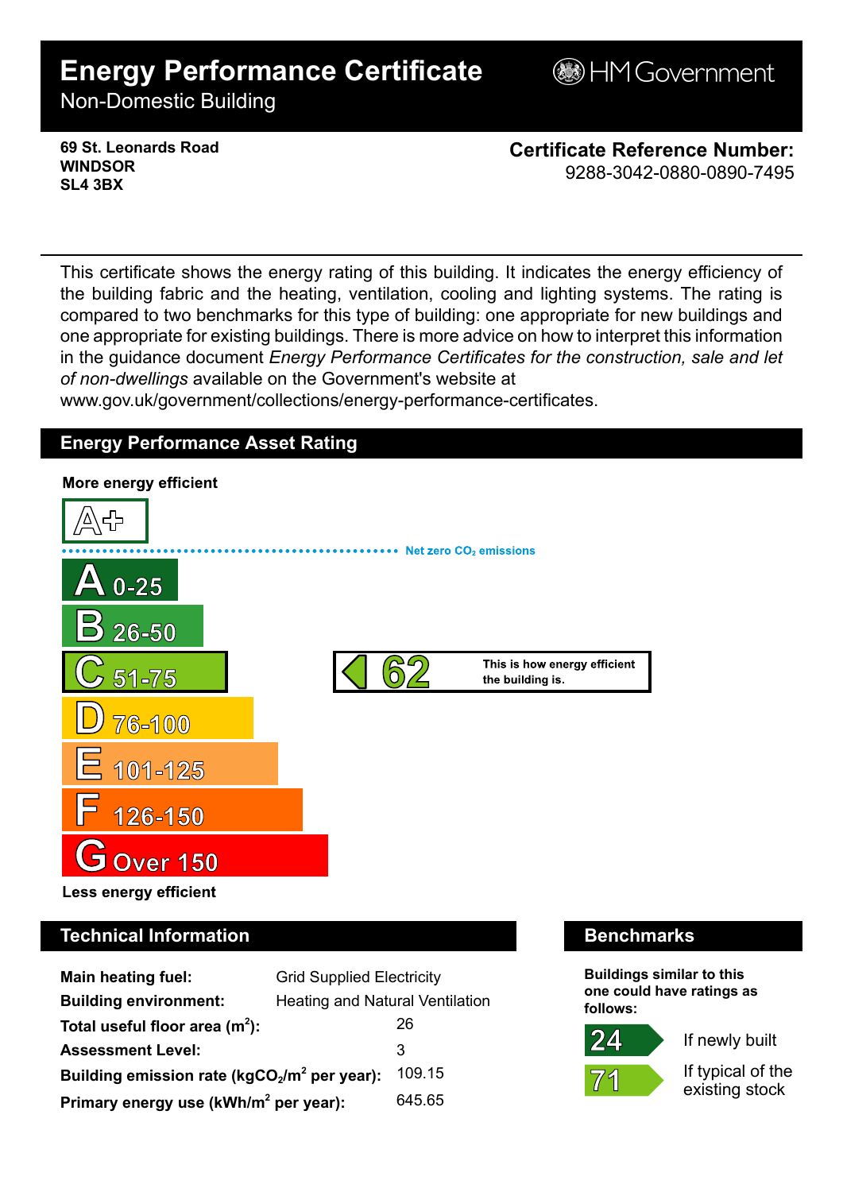# Energy Performance Certificate

Non-Domestic Building

HM Government

**69 St. Leonards Road**
**WINDSOR**
**SL4 3BX**

**Certificate Reference Number:**
9288-3042-0880-0890-7495

This certificate shows the energy rating of this building. It indicates the energy efficiency of the building fabric and the heating, ventilation, cooling and lighting systems. The rating is compared to two benchmarks for this type of building: one appropriate for new buildings and one appropriate for existing buildings. There is more advice on how to interpret this information in the guidance document *Energy Performance Certificates for the construction, sale and let of non-dwellings* available on the Government's website at www.gov.uk/government/collections/energy-performance-certificates.

## Energy Performance Asset Rating

**More energy efficient**

- A+
- Net zero $CO_2$ emissions
- A 0-25
- B 26-50
- C 51-75
- D 76-100
- E 101-125
- F 126-150
- G Over 150

**Less energy efficient**

**62** — This is how energy efficient the building is. (C)

## Technical Information

| | |
|---|---|
| **Main heating fuel:** | Grid Supplied Electricity |
| **Building environment:** | Heating and Natural Ventilation |
| **Total useful floor area ($m^2$):** | 26 |
| **Assessment Level:** | 3 |
| **Building emission rate ($kgCO_2/m^2$ per year):** | 109.15 |
| **Primary energy use ($kWh/m^2$ per year):** | 645.65 |

## Benchmarks

**Buildings similar to this one could have ratings as follows:**

- **24** If newly built
- **71** If typical of the existing stock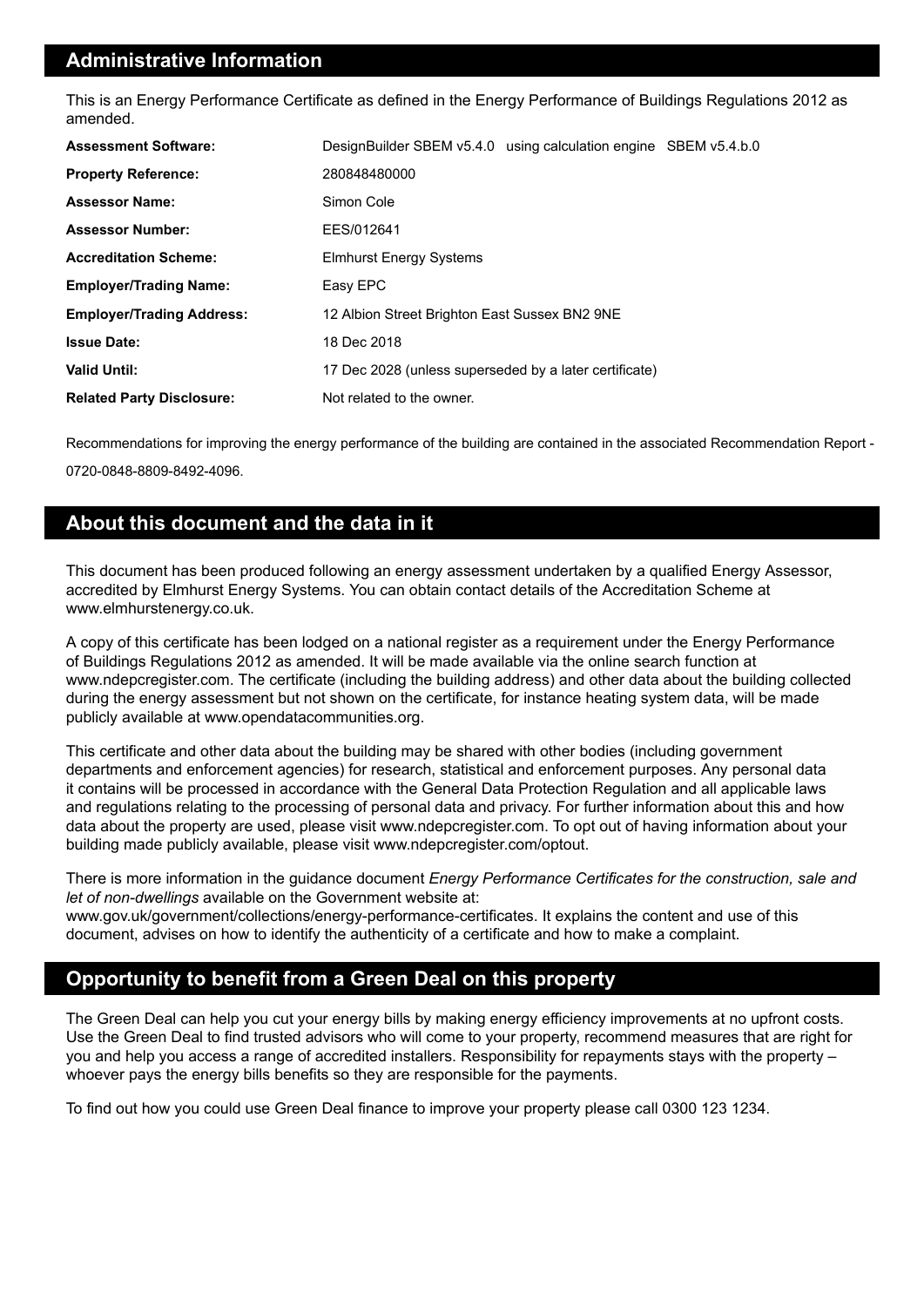## Administrative Information

This is an Energy Performance Certificate as defined in the Energy Performance of Buildings Regulations 2012 as amended.

| | |
|---|---|
| **Assessment Software:** | DesignBuilder SBEM v5.4.0 using calculation engine SBEM v5.4.b.0 |
| **Property Reference:** | 280848480000 |
| **Assessor Name:** | Simon Cole |
| **Assessor Number:** | EES/012641 |
| **Accreditation Scheme:** | Elmhurst Energy Systems |
| **Employer/Trading Name:** | Easy EPC |
| **Employer/Trading Address:** | 12 Albion Street Brighton East Sussex BN2 9NE |
| **Issue Date:** | 18 Dec 2018 |
| **Valid Until:** | 17 Dec 2028 (unless superseded by a later certificate) |
| **Related Party Disclosure:** | Not related to the owner. |

Recommendations for improving the energy performance of the building are contained in the associated Recommendation Report - 0720-0848-8809-8492-4096.

## About this document and the data in it

This document has been produced following an energy assessment undertaken by a qualified Energy Assessor, accredited by Elmhurst Energy Systems. You can obtain contact details of the Accreditation Scheme at www.elmhurstenergy.co.uk.

A copy of this certificate has been lodged on a national register as a requirement under the Energy Performance of Buildings Regulations 2012 as amended. It will be made available via the online search function at www.ndepcregister.com. The certificate (including the building address) and other data about the building collected during the energy assessment but not shown on the certificate, for instance heating system data, will be made publicly available at www.opendatacommunities.org.

This certificate and other data about the building may be shared with other bodies (including government departments and enforcement agencies) for research, statistical and enforcement purposes. Any personal data it contains will be processed in accordance with the General Data Protection Regulation and all applicable laws and regulations relating to the processing of personal data and privacy. For further information about this and how data about the property are used, please visit www.ndepcregister.com. To opt out of having information about your building made publicly available, please visit www.ndepcregister.com/optout.

There is more information in the guidance document *Energy Performance Certificates for the construction, sale and let of non-dwellings* available on the Government website at: www.gov.uk/government/collections/energy-performance-certificates. It explains the content and use of this document, advises on how to identify the authenticity of a certificate and how to make a complaint.

## Opportunity to benefit from a Green Deal on this property

The Green Deal can help you cut your energy bills by making energy efficiency improvements at no upfront costs. Use the Green Deal to find trusted advisors who will come to your property, recommend measures that are right for you and help you access a range of accredited installers. Responsibility for repayments stays with the property – whoever pays the energy bills benefits so they are responsible for the payments.

To find out how you could use Green Deal finance to improve your property please call 0300 123 1234.